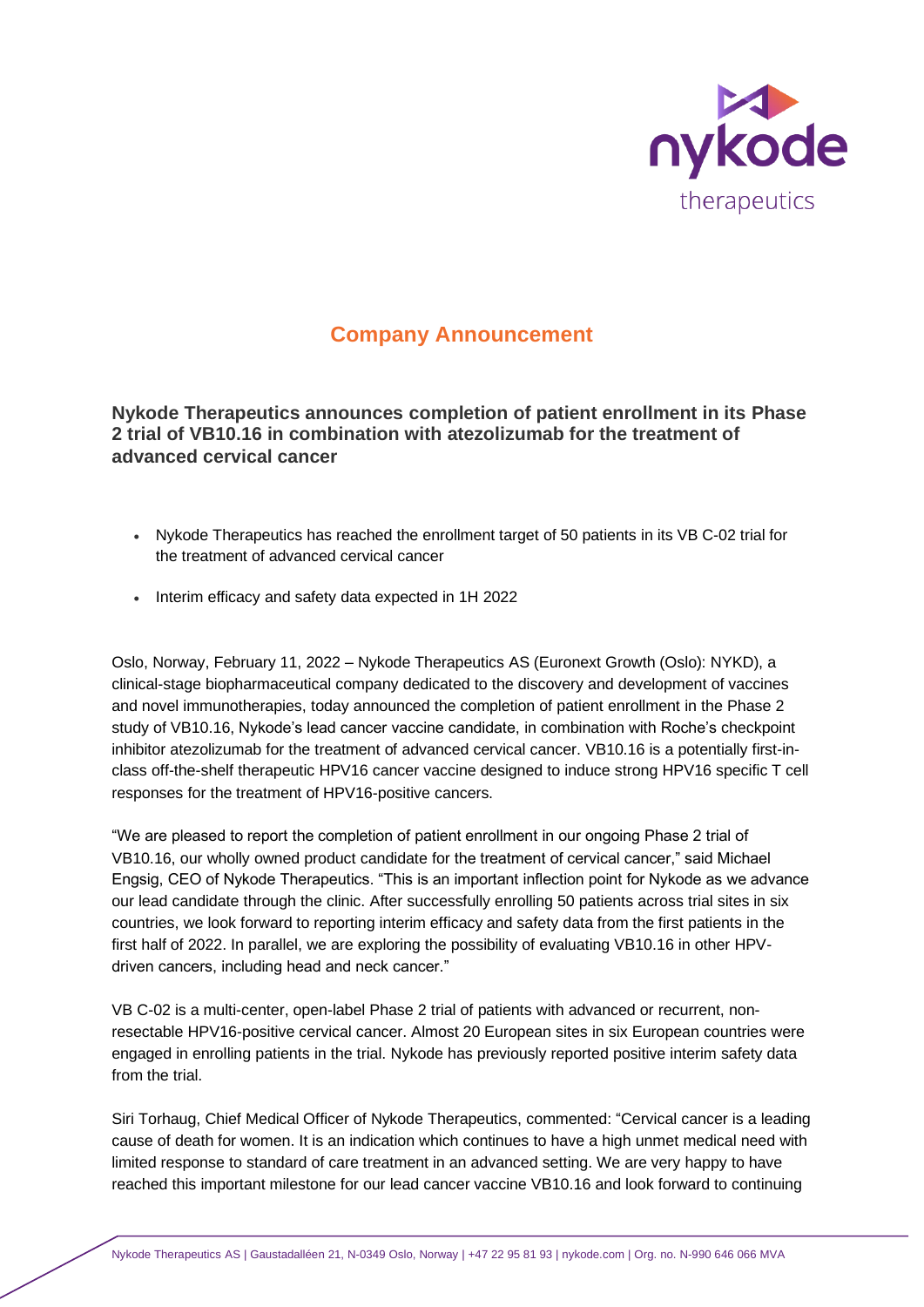## Company Announcement

### Nykode Therapeutics announces completion of patient enrollment in its Phase 2 trial of VB10.16 in combination with atezolizumab for the treatment of advanced cervical cancer

- Nykode Therapeutics has reached the enrollment target of 50 patients in its VB C-02 trial for the treatment of advanced cervical cancer
- Interim efficacy and safety data expected in 1H 2022

Oslo, Norway, February 11, 2022 – Nykode Therapeutics AS (Euronext Growth (Oslo): NYKD), a clinical-stage biopharmaceutical company dedicated to the discovery and development of vaccines and novel immunotherapies, today announced the completion of patient enrollment in the Phase 2 study of VB10.16, Nykode's lead cancer vaccine candidate, in combination with Roche's checkpoint inhibitor atezolizumab for the treatment of advanced cervical cancer. VB10.16 is a potentially first-in-class off-the-shelf therapeutic HPV16 cancer vaccine designed to induce strong HPV16 specific T cell responses for the treatment of HPV16-positive cancers.

"We are pleased to report the completion of patient enrollment in our ongoing Phase 2 trial of VB10.16, our wholly owned product candidate for the treatment of cervical cancer," said Michael Engsig, CEO of Nykode Therapeutics. "This is an important inflection point for Nykode as we advance our lead candidate through the clinic. After successfully enrolling 50 patients across trial sites in six countries, we look forward to reporting interim efficacy and safety data from the first patients in the first half of 2022. In parallel, we are exploring the possibility of evaluating VB10.16 in other HPV-driven cancers, including head and neck cancer."

VB C-02 is a multi-center, open-label Phase 2 trial of patients with advanced or recurrent, non-resectable HPV16-positive cervical cancer. Almost 20 European sites in six European countries were engaged in enrolling patients in the trial. Nykode has previously reported positive interim safety data from the trial.

Siri Torhaug, Chief Medical Officer of Nykode Therapeutics, commented: "Cervical cancer is a leading cause of death for women. It is an indication which continues to have a high unmet medical need with limited response to standard of care treatment in an advanced setting. We are very happy to have reached this important milestone for our lead cancer vaccine VB10.16 and look forward to continuing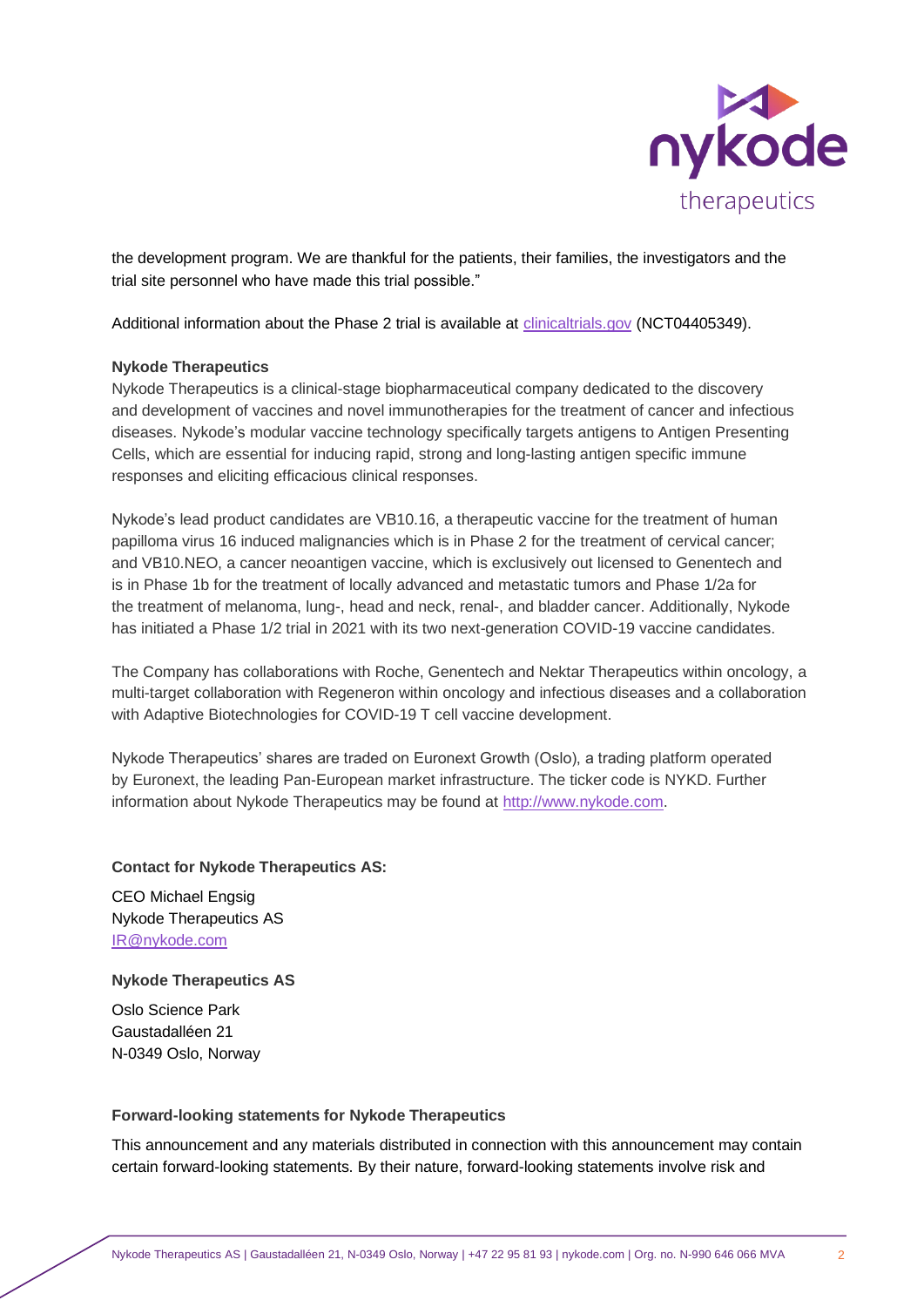the development program. We are thankful for the patients, their families, the investigators and the trial site personnel who have made this trial possible."

Additional information about the Phase 2 trial is available at [clinicaltrials.gov](clinicaltrials.gov) (NCT04405349).

**Nykode Therapeutics**

Nykode Therapeutics is a clinical-stage biopharmaceutical company dedicated to the discovery and development of vaccines and novel immunotherapies for the treatment of cancer and infectious diseases. Nykode's modular vaccine technology specifically targets antigens to Antigen Presenting Cells, which are essential for inducing rapid, strong and long-lasting antigen specific immune responses and eliciting efficacious clinical responses.

Nykode's lead product candidates are VB10.16, a therapeutic vaccine for the treatment of human papilloma virus 16 induced malignancies which is in Phase 2 for the treatment of cervical cancer; and VB10.NEO, a cancer neoantigen vaccine, which is exclusively out licensed to Genentech and is in Phase 1b for the treatment of locally advanced and metastatic tumors and Phase 1/2a for the treatment of melanoma, lung-, head and neck, renal-, and bladder cancer. Additionally, Nykode has initiated a Phase 1/2 trial in 2021 with its two next-generation COVID-19 vaccine candidates.

The Company has collaborations with Roche, Genentech and Nektar Therapeutics within oncology, a multi-target collaboration with Regeneron within oncology and infectious diseases and a collaboration with Adaptive Biotechnologies for COVID-19 T cell vaccine development.

Nykode Therapeutics' shares are traded on Euronext Growth (Oslo), a trading platform operated by Euronext, the leading Pan-European market infrastructure. The ticker code is NYKD. Further information about Nykode Therapeutics may be found at [http://www.nykode.com](http://www.nykode.com).

**Contact for Nykode Therapeutics AS:**

CEO Michael Engsig
Nykode Therapeutics AS
[IR@nykode.com](mailto:IR@nykode.com)

**Nykode Therapeutics AS**

Oslo Science Park
Gaustadalléen 21
N-0349 Oslo, Norway

**Forward-looking statements for Nykode Therapeutics**

This announcement and any materials distributed in connection with this announcement may contain certain forward-looking statements. By their nature, forward-looking statements involve risk and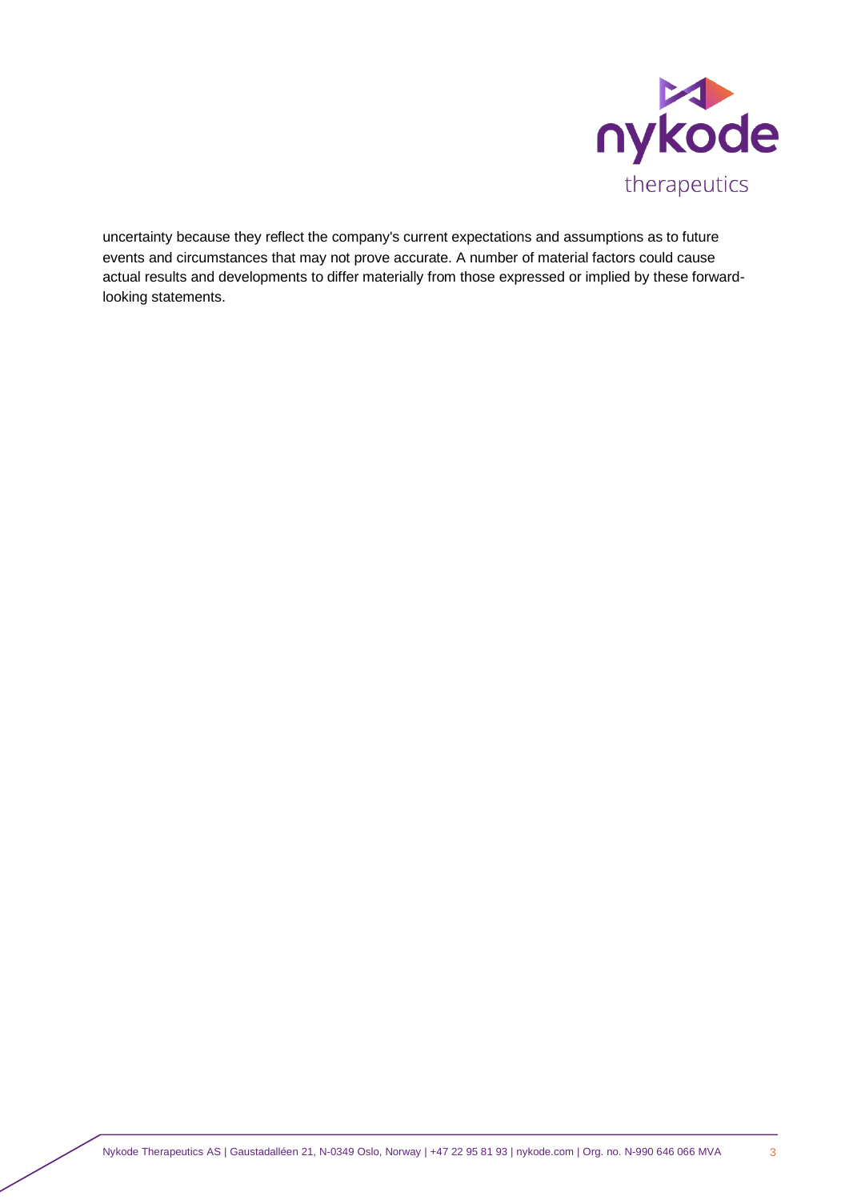uncertainty because they reflect the company's current expectations and assumptions as to future events and circumstances that may not prove accurate. A number of material factors could cause actual results and developments to differ materially from those expressed or implied by these forward-looking statements.